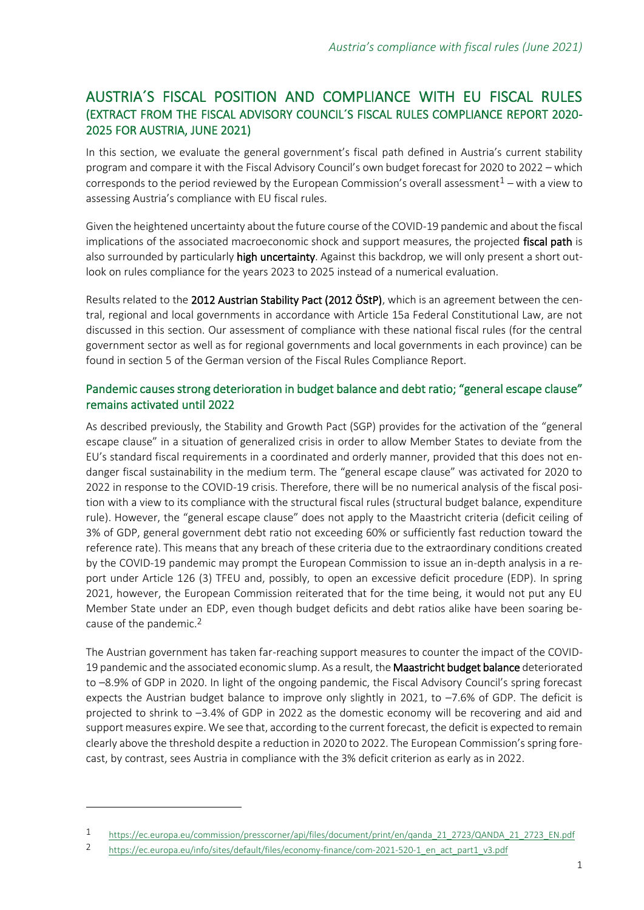# AUSTRIA´S FISCAL POSITION AND COMPLIANCE WITH EU FISCAL RULES
## (EXTRACT FROM THE FISCAL ADVISORY COUNCIL´S FISCAL RULES COMPLIANCE REPORT 2020-2025 FOR AUSTRIA, JUNE 2021)

In this section, we evaluate the general government's fiscal path defined in Austria's current stability program and compare it with the Fiscal Advisory Council's own budget forecast for 2020 to 2022 – which corresponds to the period reviewed by the European Commission's overall assessment[1] – with a view to assessing Austria's compliance with EU fiscal rules.

Given the heightened uncertainty about the future course of the COVID-19 pandemic and about the fiscal implications of the associated macroeconomic shock and support measures, the projected **fiscal path** is also surrounded by particularly **high uncertainty**. Against this backdrop, we will only present a short outlook on rules compliance for the years 2023 to 2025 instead of a numerical evaluation.

Results related to the **2012 Austrian Stability Pact (2012 ÖStP)**, which is an agreement between the central, regional and local governments in accordance with Article 15a Federal Constitutional Law, are not discussed in this section. Our assessment of compliance with these national fiscal rules (for the central government sector as well as for regional governments and local governments in each province) can be found in section 5 of the German version of the Fiscal Rules Compliance Report.

### Pandemic causes strong deterioration in budget balance and debt ratio; "general escape clause" remains activated until 2022

As described previously, the Stability and Growth Pact (SGP) provides for the activation of the "general escape clause" in a situation of generalized crisis in order to allow Member States to deviate from the EU's standard fiscal requirements in a coordinated and orderly manner, provided that this does not endanger fiscal sustainability in the medium term. The "general escape clause" was activated for 2020 to 2022 in response to the COVID-19 crisis. Therefore, there will be no numerical analysis of the fiscal position with a view to its compliance with the structural fiscal rules (structural budget balance, expenditure rule). However, the "general escape clause" does not apply to the Maastricht criteria (deficit ceiling of 3% of GDP, general government debt ratio not exceeding 60% or sufficiently fast reduction toward the reference rate). This means that any breach of these criteria due to the extraordinary conditions created by the COVID-19 pandemic may prompt the European Commission to issue an in-depth analysis in a report under Article 126 (3) TFEU and, possibly, to open an excessive deficit procedure (EDP). In spring 2021, however, the European Commission reiterated that for the time being, it would not put any EU Member State under an EDP, even though budget deficits and debt ratios alike have been soaring because of the pandemic.[2]

The Austrian government has taken far-reaching support measures to counter the impact of the COVID-19 pandemic and the associated economic slump. As a result, the **Maastricht budget balance** deteriorated to –8.9% of GDP in 2020. In light of the ongoing pandemic, the Fiscal Advisory Council's spring forecast expects the Austrian budget balance to improve only slightly in 2021, to –7.6% of GDP. The deficit is projected to shrink to –3.4% of GDP in 2022 as the domestic economy will be recovering and aid and support measures expire. We see that, according to the current forecast, the deficit is expected to remain clearly above the threshold despite a reduction in 2020 to 2022. The European Commission's spring forecast, by contrast, sees Austria in compliance with the 3% deficit criterion as early as in 2022.

---

[1] https://ec.europa.eu/commission/presscorner/api/files/document/print/en/qanda_21_2723/QANDA_21_2723_EN.pdf

[2] https://ec.europa.eu/info/sites/default/files/economy-finance/com-2021-520-1_en_act_part1_v3.pdf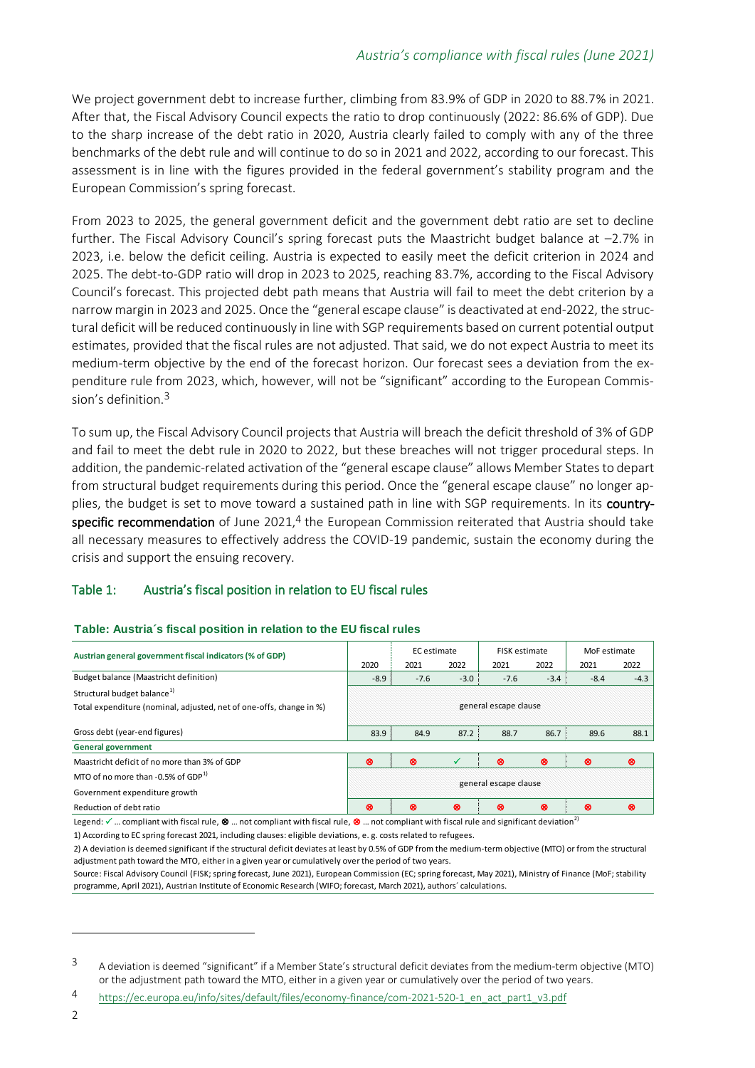We project government debt to increase further, climbing from 83.9% of GDP in 2020 to 88.7% in 2021. After that, the Fiscal Advisory Council expects the ratio to drop continuously (2022: 86.6% of GDP). Due to the sharp increase of the debt ratio in 2020, Austria clearly failed to comply with any of the three benchmarks of the debt rule and will continue to do so in 2021 and 2022, according to our forecast. This assessment is in line with the figures provided in the federal government's stability program and the European Commission's spring forecast.

From 2023 to 2025, the general government deficit and the government debt ratio are set to decline further. The Fiscal Advisory Council's spring forecast puts the Maastricht budget balance at –2.7% in 2023, i.e. below the deficit ceiling. Austria is expected to easily meet the deficit criterion in 2024 and 2025. The debt-to-GDP ratio will drop in 2023 to 2025, reaching 83.7%, according to the Fiscal Advisory Council's forecast. This projected debt path means that Austria will fail to meet the debt criterion by a narrow margin in 2023 and 2025. Once the "general escape clause" is deactivated at end-2022, the structural deficit will be reduced continuously in line with SGP requirements based on current potential output estimates, provided that the fiscal rules are not adjusted. That said, we do not expect Austria to meet its medium-term objective by the end of the forecast horizon. Our forecast sees a deviation from the expenditure rule from 2023, which, however, will not be "significant" according to the European Commission's definition.[3]

To sum up, the Fiscal Advisory Council projects that Austria will breach the deficit threshold of 3% of GDP and fail to meet the debt rule in 2020 to 2022, but these breaches will not trigger procedural steps. In addition, the pandemic-related activation of the "general escape clause" allows Member States to depart from structural budget requirements during this period. Once the "general escape clause" no longer applies, the budget is set to move toward a sustained path in line with SGP requirements. In its **country-specific recommendation** of June 2021,[4] the European Commission reiterated that Austria should take all necessary measures to effectively address the COVID-19 pandemic, sustain the economy during the crisis and support the ensuing recovery.

## Table 1: Austria's fiscal position in relation to EU fiscal rules

**Table: Austria´s fiscal position in relation to the EU fiscal rules**

| Austrian general government fiscal indicators (% of GDP) | | EC estimate | | FISK estimate | | MoF estimate | |
|---|---|---|---|---|---|---|---|
| | 2020 | 2021 | 2022 | 2021 | 2022 | 2021 | 2022 |
| Budget balance (Maastricht definition) | -8.9 | -7.6 | -3.0 | -7.6 | -3.4 | -8.4 | -4.3 |
| Structural budget balance[1)] | general escape clause | | | | | | |
| Total expenditure (nominal, adjusted, net of one-offs, change in %) | general escape clause | | | | | | |
| Gross debt (year-end figures) | 83.9 | 84.9 | 87.2 | 88.7 | 86.7 | 89.6 | 88.1 |
| **General government** | | | | | | | |
| Maastricht deficit of no more than 3% of GDP | ⊗ | ⊗ | ✓ | ⊗ | ⊗ | ⊗ | ⊗ |
| MTO of no more than -0.5% of GDP[1)] | general escape clause | | | | | | |
| Government expenditure growth | general escape clause | | | | | | |
| Reduction of debt ratio | ⊗ | ⊗ | ⊗ | ⊗ | ⊗ | ⊗ | ⊗ |

Legend: ✓ … compliant with fiscal rule, ⊗ … not compliant with fiscal rule, ⊗ … not compliant with fiscal rule and significant deviation[2)]

1) According to EC spring forecast 2021, including clauses: eligible deviations, e. g. costs related to refugees.

2) A deviation is deemed significant if the structural deficit deviates at least by 0.5% of GDP from the medium-term objective (MTO) or from the structural adjustment path toward the MTO, either in a given year or cumulatively over the period of two years.

Source: Fiscal Advisory Council (FISK; spring forecast, June 2021), European Commission (EC; spring forecast, May 2021), Ministry of Finance (MoF; stability programme, April 2021), Austrian Institute of Economic Research (WIFO; forecast, March 2021), authors´ calculations.

---

[3] A deviation is deemed "significant" if a Member State's structural deficit deviates from the medium-term objective (MTO) or the adjustment path toward the MTO, either in a given year or cumulatively over the period of two years.

[4] https://ec.europa.eu/info/sites/default/files/economy-finance/com-2021-520-1_en_act_part1_v3.pdf